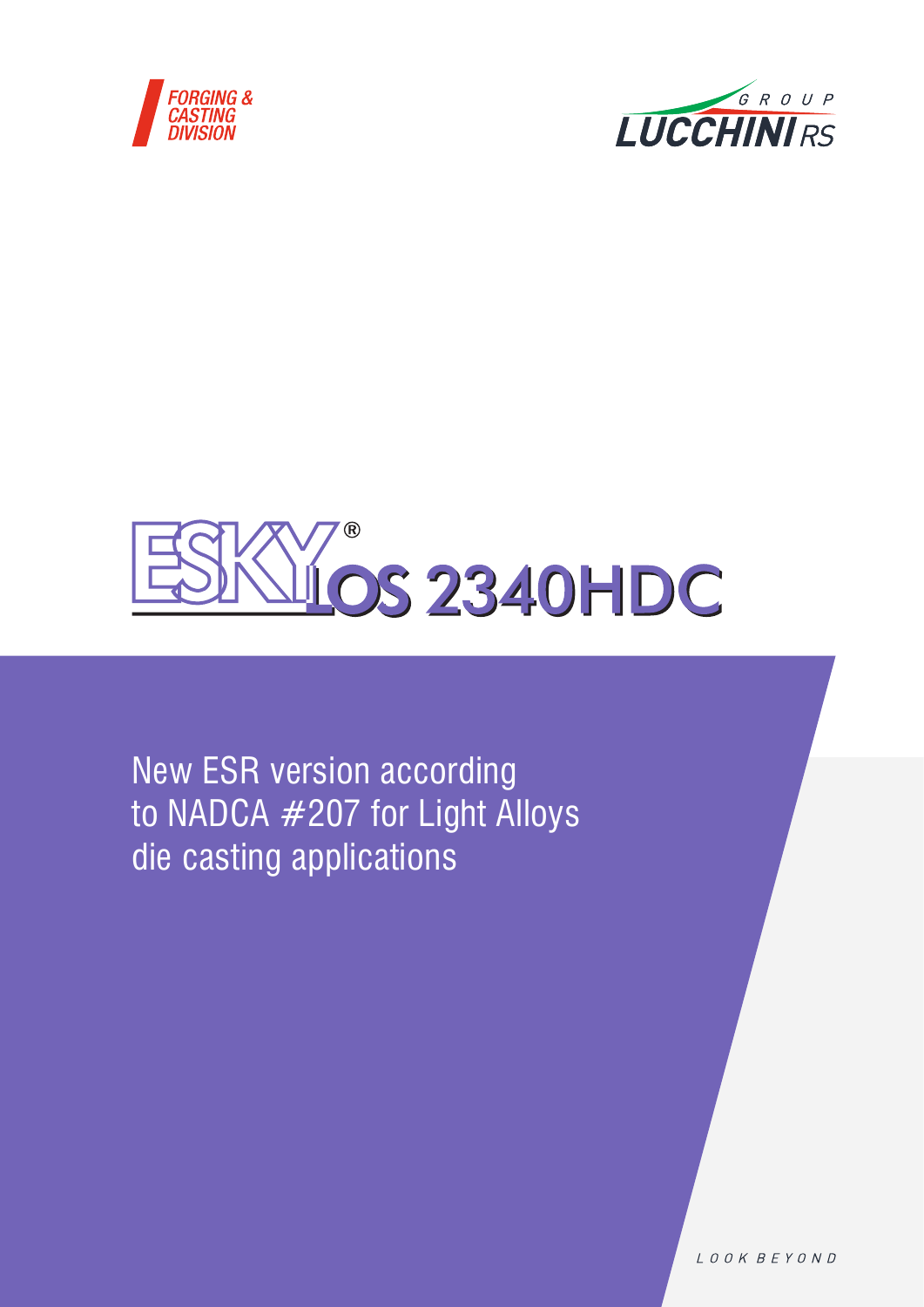FORGING & CASTING DIVISION

GROUP LUCCHINI RS

# ESKYLOS® 2340HDC

New ESR version according to NADCA #207 for Light Alloys die casting applications

LOOK BEYOND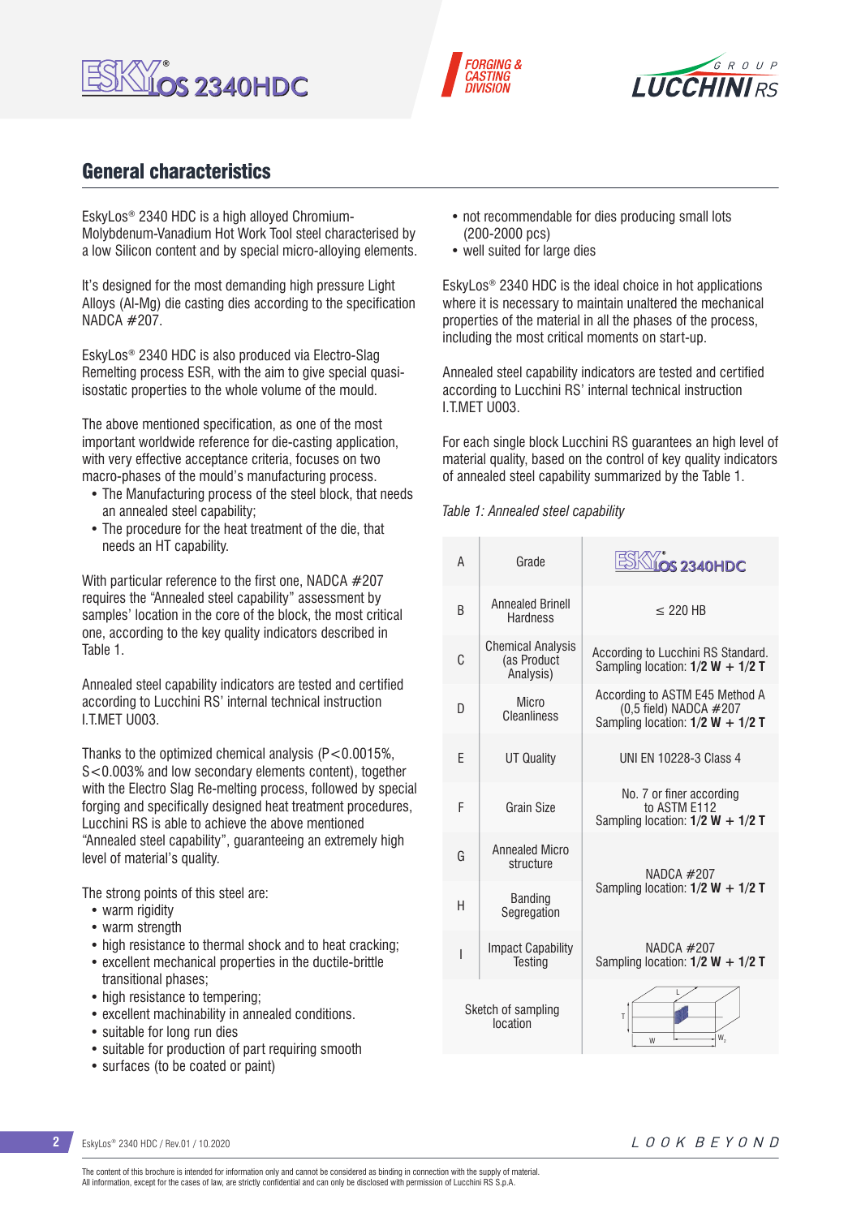## General characteristics

EskyLos® 2340 HDC is a high alloyed Chromium-Molybdenum-Vanadium Hot Work Tool steel characterised by a low Silicon content and by special micro-alloying elements.

It's designed for the most demanding high pressure Light Alloys (Al-Mg) die casting dies according to the specification NADCA #207.

EskyLos® 2340 HDC is also produced via Electro-Slag Remelting process ESR, with the aim to give special quasi-isostatic properties to the whole volume of the mould.

The above mentioned specification, as one of the most important worldwide reference for die-casting application, with very effective acceptance criteria, focuses on two macro-phases of the mould's manufacturing process.

- The Manufacturing process of the steel block, that needs an annealed steel capability;
- The procedure for the heat treatment of the die, that needs an HT capability.

With particular reference to the first one, NADCA #207 requires the "Annealed steel capability" assessment by samples' location in the core of the block, the most critical one, according to the key quality indicators described in Table 1.

Annealed steel capability indicators are tested and certified according to Lucchini RS' internal technical instruction I.T.MET U003.

Thanks to the optimized chemical analysis (P<0.0015%, S<0.003% and low secondary elements content), together with the Electro Slag Re-melting process, followed by special forging and specifically designed heat treatment procedures, Lucchini RS is able to achieve the above mentioned "Annealed steel capability", guaranteeing an extremely high level of material's quality.

The strong points of this steel are:

- warm rigidity
- warm strength
- high resistance to thermal shock and to heat cracking;
- excellent mechanical properties in the ductile-brittle transitional phases;
- high resistance to tempering;
- excellent machinability in annealed conditions.
- suitable for long run dies
- suitable for production of part requiring smooth
- surfaces (to be coated or paint)
- not recommendable for dies producing small lots (200-2000 pcs)
- well suited for large dies

EskyLos® 2340 HDC is the ideal choice in hot applications where it is necessary to maintain unaltered the mechanical properties of the material in all the phases of the process, including the most critical moments on start-up.

Annealed steel capability indicators are tested and certified according to Lucchini RS' internal technical instruction I.T.MET U003.

For each single block Lucchini RS guarantees an high level of material quality, based on the control of key quality indicators of annealed steel capability summarized by the Table 1.

*Table 1: Annealed steel capability*

| | | |
|---|---|---|
| A | Grade | EskyLos 2340HDC |
| B | Annealed Brinell Hardness | ≤ 220 HB |
| C | Chemical Analysis (as Product Analysis) | According to Lucchini RS Standard. Sampling location: **1/2 W + 1/2 T** |
| D | Micro Cleanliness | According to ASTM E45 Method A (0,5 field) NADCA #207 Sampling location: **1/2 W + 1/2 T** |
| E | UT Quality | UNI EN 10228-3 Class 4 |
| F | Grain Size | No. 7 or finer according to ASTM E112 Sampling location: **1/2 W + 1/2 T** |
| G | Annealed Micro structure | NADCA #207 Sampling location: **1/2 W + 1/2 T** |
| H | Banding Segregation | NADCA #207 Sampling location: **1/2 W + 1/2 T** |
| I | Impact Capability Testing | NADCA #207 Sampling location: **1/2 W + 1/2 T** |
| Sketch of sampling location | | |

EskyLos® 2340 HDC / Rev.01 / 10.2020

The content of this brochure is intended for information only and cannot be considered as binding in connection with the supply of material.
All information, except for the cases of law, are strictly confidential and can only be disclosed with permission of Lucchini RS S.p.A.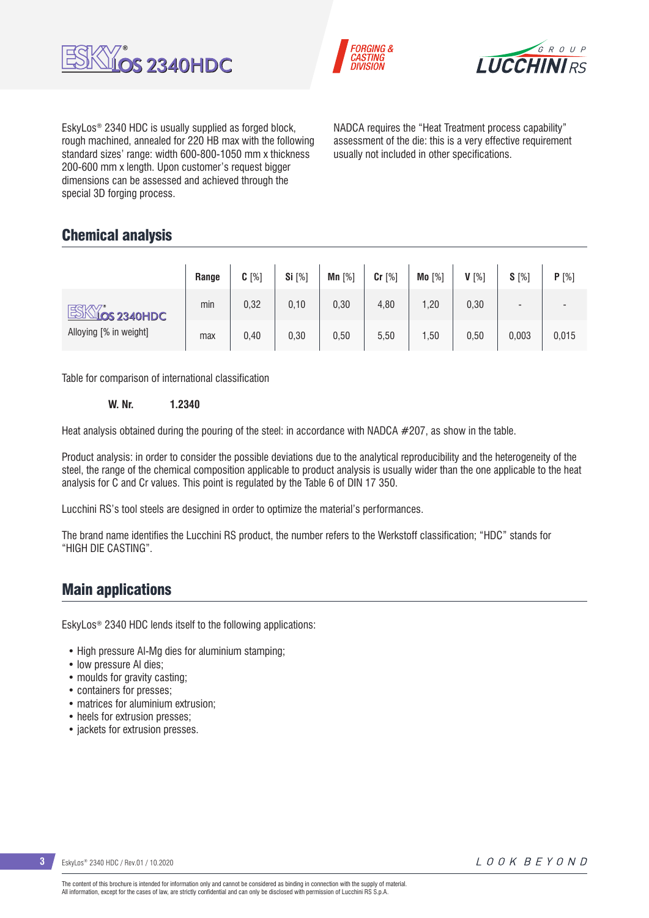EskyLos® 2340 HDC is usually supplied as forged block, rough machined, annealed for 220 HB max with the following standard sizes' range: width 600-800-1050 mm x thickness 200-600 mm x length. Upon customer's request bigger dimensions can be assessed and achieved through the special 3D forging process.

NADCA requires the "Heat Treatment process capability" assessment of the die: this is a very effective requirement usually not included in other specifications.

## Chemical analysis

| | Range | **C** [%] | **Si** [%] | **Mn** [%] | **Cr** [%] | **Mo** [%] | **V** [%] | **S** [%] | **P** [%] |
|---|---|---|---|---|---|---|---|---|---|
| ESKYLOS 2340HDC Alloying [% in weight] | min | 0,32 | 0,10 | 0,30 | 4,80 | 1,20 | 0,30 | - | - |
| | max | 0,40 | 0,30 | 0,50 | 5,50 | 1,50 | 0,50 | 0,003 | 0,015 |

Table for comparison of international classification

| **W. Nr.** | **1.2340** |
|---|---|

Heat analysis obtained during the pouring of the steel: in accordance with NADCA #207, as show in the table.

Product analysis: in order to consider the possible deviations due to the analytical reproducibility and the heterogeneity of the steel, the range of the chemical composition applicable to product analysis is usually wider than the one applicable to the heat analysis for C and Cr values. This point is regulated by the Table 6 of DIN 17 350.

Lucchini RS's tool steels are designed in order to optimize the material's performances.

The brand name identifies the Lucchini RS product, the number refers to the Werkstoff classification; "HDC" stands for "HIGH DIE CASTING".

## Main applications

EskyLos® 2340 HDC lends itself to the following applications:

- High pressure Al-Mg dies for aluminium stamping;
- low pressure Al dies;
- moulds for gravity casting;
- containers for presses;
- matrices for aluminium extrusion;
- heels for extrusion presses;
- jackets for extrusion presses.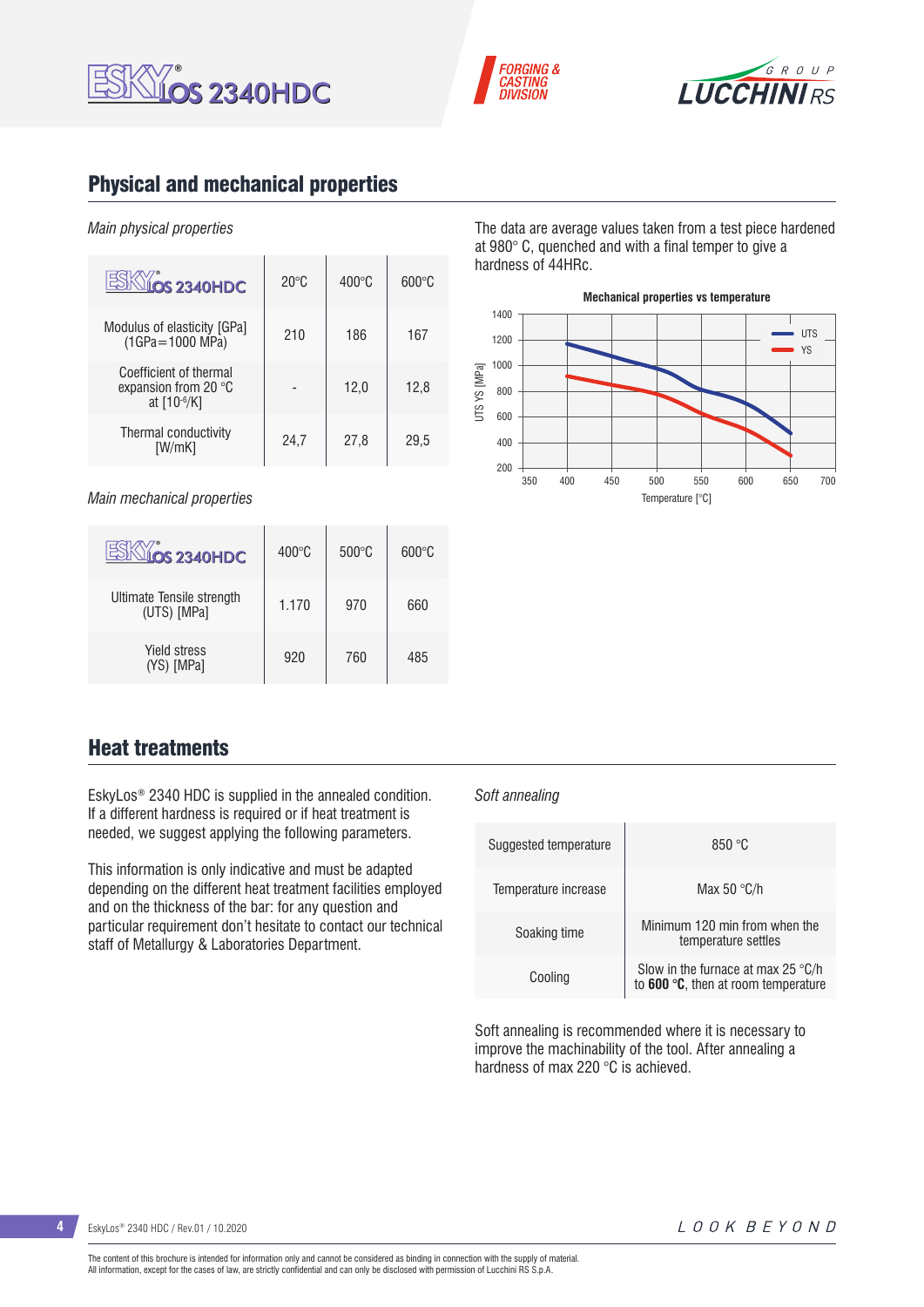## Physical and mechanical properties

*Main physical properties*

| EskyLos 2340HDC | 20°C | 400°C | 600°C |
|---|---|---|---|
| Modulus of elasticity [GPa] (1GPa=1000 MPa) | 210 | 186 | 167 |
| Coefficient of thermal expansion from 20 °C at [$10^{-6}$/K] | - | 12,0 | 12,8 |
| Thermal conductivity [W/mK] | 24,7 | 27,8 | 29,5 |

*Main mechanical properties*

| EskyLos 2340HDC | 400°C | 500°C | 600°C |
|---|---|---|---|
| Ultimate Tensile strength (UTS) [MPa] | 1.170 | 970 | 660 |
| Yield stress (YS) [MPa] | 920 | 760 | 485 |

The data are average values taken from a test piece hardened at 980° C, quenched and with a final temper to give a hardness of 44HRc.

**Mechanical properties vs temperature**

## Heat treatments

EskyLos® 2340 HDC is supplied in the annealed condition. If a different hardness is required or if heat treatment is needed, we suggest applying the following parameters.

This information is only indicative and must be adapted depending on the different heat treatment facilities employed and on the thickness of the bar: for any question and particular requirement don't hesitate to contact our technical staff of Metallurgy & Laboratories Department.

*Soft annealing*

| | |
|---|---|
| Suggested temperature | 850 °C |
| Temperature increase | Max 50 °C/h |
| Soaking time | Minimum 120 min from when the temperature settles |
| Cooling | Slow in the furnace at max 25 °C/h to **600 °C**, then at room temperature |

Soft annealing is recommended where it is necessary to improve the machinability of the tool. After annealing a hardness of max 220 °C is achieved.

The content of this brochure is intended for information only and cannot be considered as binding in connection with the supply of material.
All information, except for the cases of law, are strictly confidential and can only be disclosed with permission of Lucchini RS S.p.A.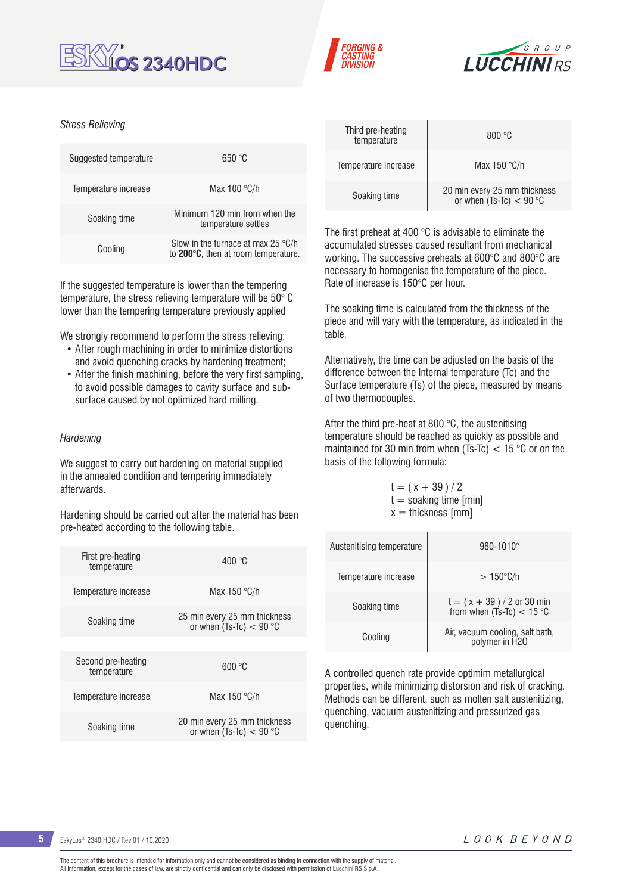*Stress Relieving*

| | |
|---|---|
| Suggested temperature | 650 °C |
| Temperature increase | Max 100 °C/h |
| Soaking time | Minimum 120 min from when the temperature settles |
| Cooling | Slow in the furnace at max 25 °C/h to **200°C**, then at room temperature. |

If the suggested temperature is lower than the tempering temperature, the stress relieving temperature will be 50° C lower than the tempering temperature previously applied

We strongly recommend to perform the stress relieving:

- After rough machining in order to minimize distortions and avoid quenching cracks by hardening treatment;
- After the finish machining, before the very first sampling, to avoid possible damages to cavity surface and sub-surface caused by not optimized hard milling.

*Hardening*

We suggest to carry out hardening on material supplied in the annealed condition and tempering immediately afterwards.

Hardening should be carried out after the material has been pre-heated according to the following table.

| | |
|---|---|
| First pre-heating temperature | 400 °C |
| Temperature increase | Max 150 °C/h |
| Soaking time | 25 min every 25 mm thickness or when (Ts-Tc) < 90 °C |

| | |
|---|---|
| Second pre-heating temperature | 600 °C |
| Temperature increase | Max 150 °C/h |
| Soaking time | 20 min every 25 mm thickness or when (Ts-Tc) < 90 °C |

| | |
|---|---|
| Third pre-heating temperature | 800 °C |
| Temperature increase | Max 150 °C/h |
| Soaking time | 20 min every 25 mm thickness or when (Ts-Tc) < 90 °C |

The first preheat at 400 °C is advisable to eliminate the accumulated stresses caused resultant from mechanical working. The successive preheats at 600°C and 800°C are necessary to homogenise the temperature of the piece. Rate of increase is 150°C per hour.

The soaking time is calculated from the thickness of the piece and will vary with the temperature, as indicated in the table.

Alternatively, the time can be adjusted on the basis of the difference between the Internal temperature (Tc) and the Surface temperature (Ts) of the piece, measured by means of two thermocouples.

After the third pre-heat at 800 °C, the austenitising temperature should be reached as quickly as possible and maintained for 30 min from when (Ts-Tc) < 15 °C or on the basis of the following formula:

$$t = (x + 39) / 2$$

t = soaking time [min]
x = thickness [mm]

| | |
|---|---|
| Austenitising temperature | 980-1010° |
| Temperature increase | > 150°C/h |
| Soaking time | t = ( x + 39 ) / 2 or 30 min from when (Ts-Tc) < 15 °C |
| Cooling | Air, vacuum cooling, salt bath, polymer in H20 |

A controlled quench rate provide optimim metallurgical properties, while minimizing distorsion and risk of cracking. Methods can be different, such as molten salt austenitizing, quenching, vacuum austenitizing and pressurized gas quenching.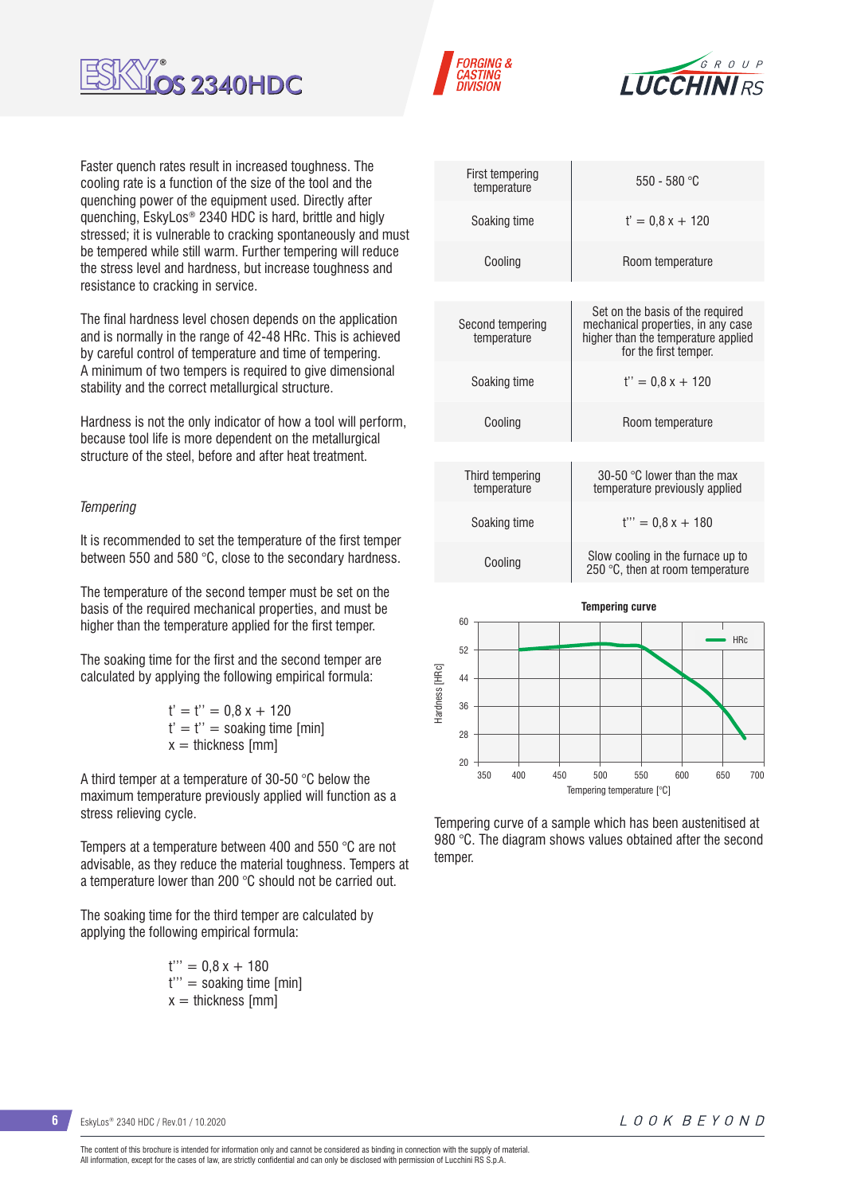Faster quench rates result in increased toughness. The cooling rate is a function of the size of the tool and the quenching power of the equipment used. Directly after quenching, EskyLos® 2340 HDC is hard, brittle and higly stressed; it is vulnerable to cracking spontaneously and must be tempered while still warm. Further tempering will reduce the stress level and hardness, but increase toughness and resistance to cracking in service.

The final hardness level chosen depends on the application and is normally in the range of 42-48 HRc. This is achieved by careful control of temperature and time of tempering. A minimum of two tempers is required to give dimensional stability and the correct metallurgical structure.

Hardness is not the only indicator of how a tool will perform, because tool life is more dependent on the metallurgical structure of the steel, before and after heat treatment.

*Tempering*

It is recommended to set the temperature of the first temper between 550 and 580 °C, close to the secondary hardness.

The temperature of the second temper must be set on the basis of the required mechanical properties, and must be higher than the temperature applied for the first temper.

The soaking time for the first and the second temper are calculated by applying the following empirical formula:

$t' = t'' = 0,8\,x + 120$
$t' = t'' =$ soaking time [min]
$x =$ thickness [mm]

A third temper at a temperature of 30-50 °C below the maximum temperature previously applied will function as a stress relieving cycle.

Tempers at a temperature between 400 and 550 °C are not advisable, as they reduce the material toughness. Tempers at a temperature lower than 200 °C should not be carried out.

The soaking time for the third temper are calculated by applying the following empirical formula:

$t''' = 0,8\,x + 180$
$t''' =$ soaking time [min]
$x =$ thickness [mm]

| | |
|---|---|
| First tempering temperature | 550 - 580 °C |
| Soaking time | $t' = 0,8\,x + 120$ |
| Cooling | Room temperature |

| | |
|---|---|
| Second tempering temperature | Set on the basis of the required mechanical properties, in any case higher than the temperature applied for the first temper. |
| Soaking time | $t'' = 0,8\,x + 120$ |
| Cooling | Room temperature |

| | |
|---|---|
| Third tempering temperature | 30-50 °C lower than the max temperature previously applied |
| Soaking time | $t''' = 0,8\,x + 180$ |
| Cooling | Slow cooling in the furnace up to 250 °C, then at room temperature |

**Tempering curve**

Tempering curve of a sample which has been austenitised at 980 °C. The diagram shows values obtained after the second temper.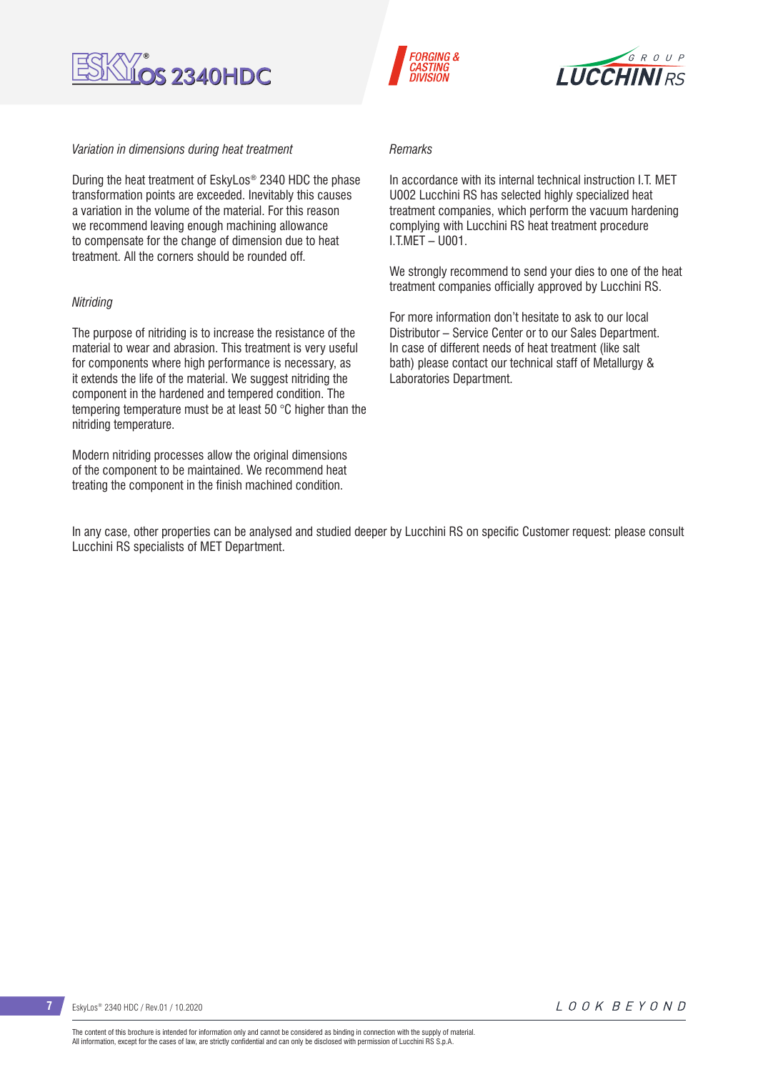*Variation in dimensions during heat treatment*

During the heat treatment of EskyLos® 2340 HDC the phase transformation points are exceeded. Inevitably this causes a variation in the volume of the material. For this reason we recommend leaving enough machining allowance to compensate for the change of dimension due to heat treatment. All the corners should be rounded off.

*Nitriding*

The purpose of nitriding is to increase the resistance of the material to wear and abrasion. This treatment is very useful for components where high performance is necessary, as it extends the life of the material. We suggest nitriding the component in the hardened and tempered condition. The tempering temperature must be at least 50 °C higher than the nitriding temperature.

Modern nitriding processes allow the original dimensions of the component to be maintained. We recommend heat treating the component in the finish machined condition.

*Remarks*

In accordance with its internal technical instruction I.T. MET U002 Lucchini RS has selected highly specialized heat treatment companies, which perform the vacuum hardening complying with Lucchini RS heat treatment procedure I.T.MET – U001.

We strongly recommend to send your dies to one of the heat treatment companies officially approved by Lucchini RS.

For more information don't hesitate to ask to our local Distributor – Service Center or to our Sales Department. In case of different needs of heat treatment (like salt bath) please contact our technical staff of Metallurgy & Laboratories Department.

In any case, other properties can be analysed and studied deeper by Lucchini RS on specific Customer request: please consult Lucchini RS specialists of MET Department.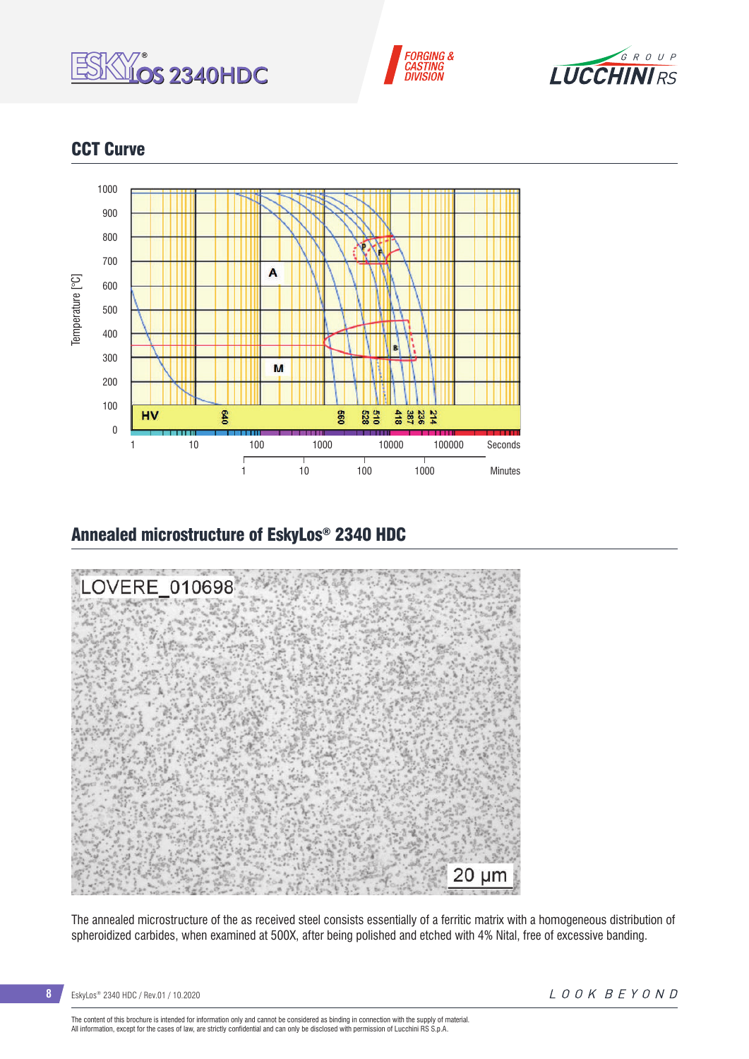## CCT Curve

## Annealed microstructure of EskyLos® 2340 HDC

The annealed microstructure of the as received steel consists essentially of a ferritic matrix with a homogeneous distribution of spheroidized carbides, when examined at 500X, after being polished and etched with 4% Nital, free of excessive banding.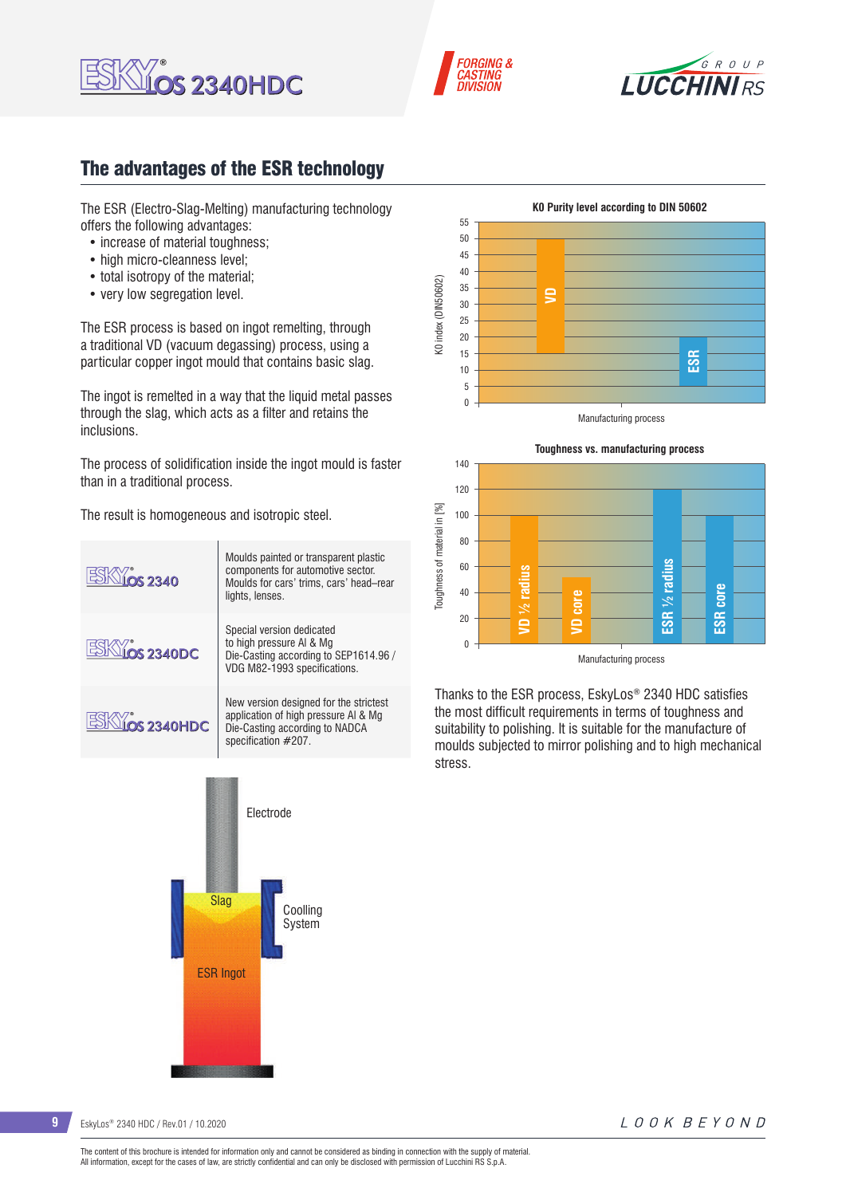## The advantages of the ESR technology

The ESR (Electro-Slag-Melting) manufacturing technology offers the following advantages:

- increase of material toughness;
- high micro-cleanness level;
- total isotropy of the material;
- very low segregation level.

The ESR process is based on ingot remelting, through a traditional VD (vacuum degassing) process, using a particular copper ingot mould that contains basic slag.

The ingot is remelted in a way that the liquid metal passes through the slag, which acts as a filter and retains the inclusions.

The process of solidification inside the ingot mould is faster than in a traditional process.

The result is homogeneous and isotropic steel.

| | |
|---|---|
| EskyLos® 2340 | Moulds painted or transparent plastic components for automotive sector. Moulds for cars' trims, cars' head–rear lights, lenses. |
| EskyLos® 2340DC | Special version dedicated to high pressure Al & Mg Die-Casting according to SEP1614.96 / VDG M82-1993 specifications. |
| EskyLos® 2340HDC | New version designed for the strictest application of high pressure Al & Mg Die-Casting according to NADCA specification #207. |

Electrode

Slag

Coolling System

ESR Ingot

**K0 Purity level according to DIN 50602**

| Manufacturing process | K0 index (DIN50602) |
|---|---|
| VD | 50 |
| ESR | 15 |

**Toughness vs. manufacturing process**

| Manufacturing process | Toughness of material in [%] |
|---|---|
| VD ½ radius | 100 |
| VD core | 52 |
| ESR ½ radius | 120 |
| ESR core | 100 |

Thanks to the ESR process, EskyLos® 2340 HDC satisfies the most difficult requirements in terms of toughness and suitability to polishing. It is suitable for the manufacture of moulds subjected to mirror polishing and to high mechanical stress.

The content of this brochure is intended for information only and cannot be considered as binding in connection with the supply of material.
All information, except for the cases of law, are strictly confidential and can only be disclosed with permission of Lucchini RS S.p.A.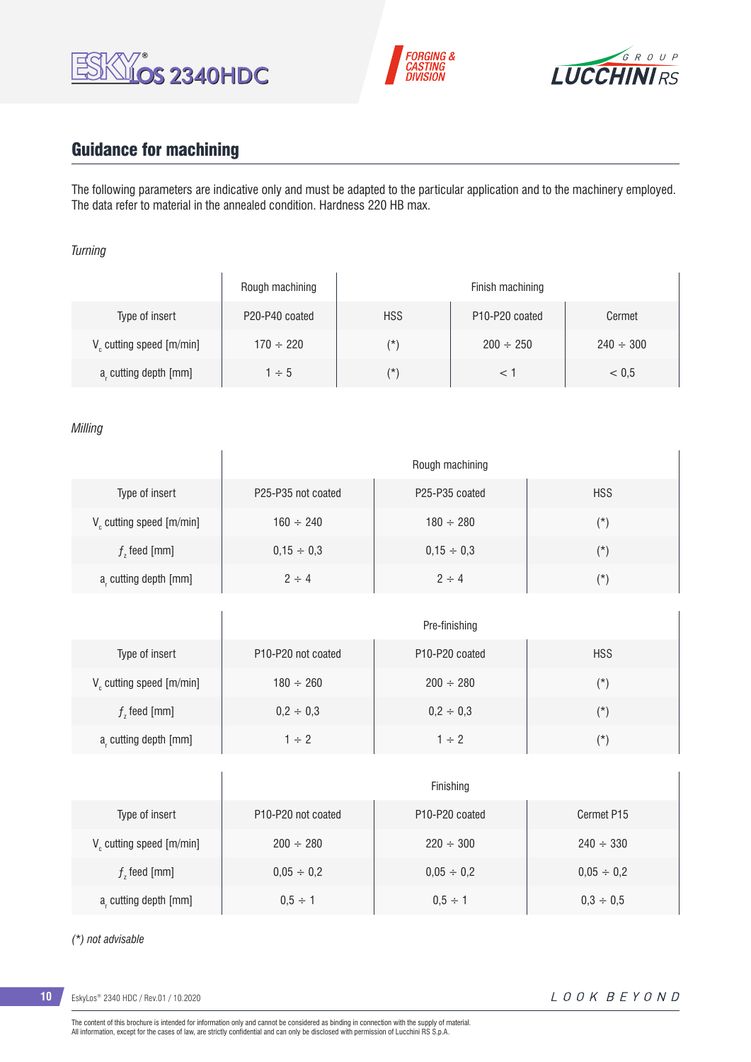## Guidance for machining

The following parameters are indicative only and must be adapted to the particular application and to the machinery employed. The data refer to material in the annealed condition. Hardness 220 HB max.

*Turning*

| | Rough machining | Finish machining | | |
|---|---|---|---|---|
| Type of insert | P20-P40 coated | HSS | P10-P20 coated | Cermet |
| $V_c$ cutting speed [m/min] | 170 ÷ 220 | (*) | 200 ÷ 250 | 240 ÷ 300 |
| $a_r$ cutting depth [mm] | 1 ÷ 5 | (*) | < 1 | < 0,5 |

*Milling*

| | Rough machining | | |
|---|---|---|---|
| Type of insert | P25-P35 not coated | P25-P35 coated | HSS |
| $V_c$ cutting speed [m/min] | 160 ÷ 240 | 180 ÷ 280 | (*) |
| $f_z$ feed [mm] | 0,15 ÷ 0,3 | 0,15 ÷ 0,3 | (*) |
| $a_r$ cutting depth [mm] | 2 ÷ 4 | 2 ÷ 4 | (*) |

| | Pre-finishing | | |
|---|---|---|---|
| Type of insert | P10-P20 not coated | P10-P20 coated | HSS |
| $V_c$ cutting speed [m/min] | 180 ÷ 260 | 200 ÷ 280 | (*) |
| $f_z$ feed [mm] | 0,2 ÷ 0,3 | 0,2 ÷ 0,3 | (*) |
| $a_r$ cutting depth [mm] | 1 ÷ 2 | 1 ÷ 2 | (*) |

| | Finishing | | |
|---|---|---|---|
| Type of insert | P10-P20 not coated | P10-P20 coated | Cermet P15 |
| $V_c$ cutting speed [m/min] | 200 ÷ 280 | 220 ÷ 300 | 240 ÷ 330 |
| $f_z$ feed [mm] | 0,05 ÷ 0,2 | 0,05 ÷ 0,2 | 0,05 ÷ 0,2 |
| $a_r$ cutting depth [mm] | 0,5 ÷ 1 | 0,5 ÷ 1 | 0,3 ÷ 0,5 |

*(*) not advisable*

The content of this brochure is intended for information only and cannot be considered as binding in connection with the supply of material.
All information, except for the cases of law, are strictly confidential and can only be disclosed with permission of Lucchini RS S.p.A.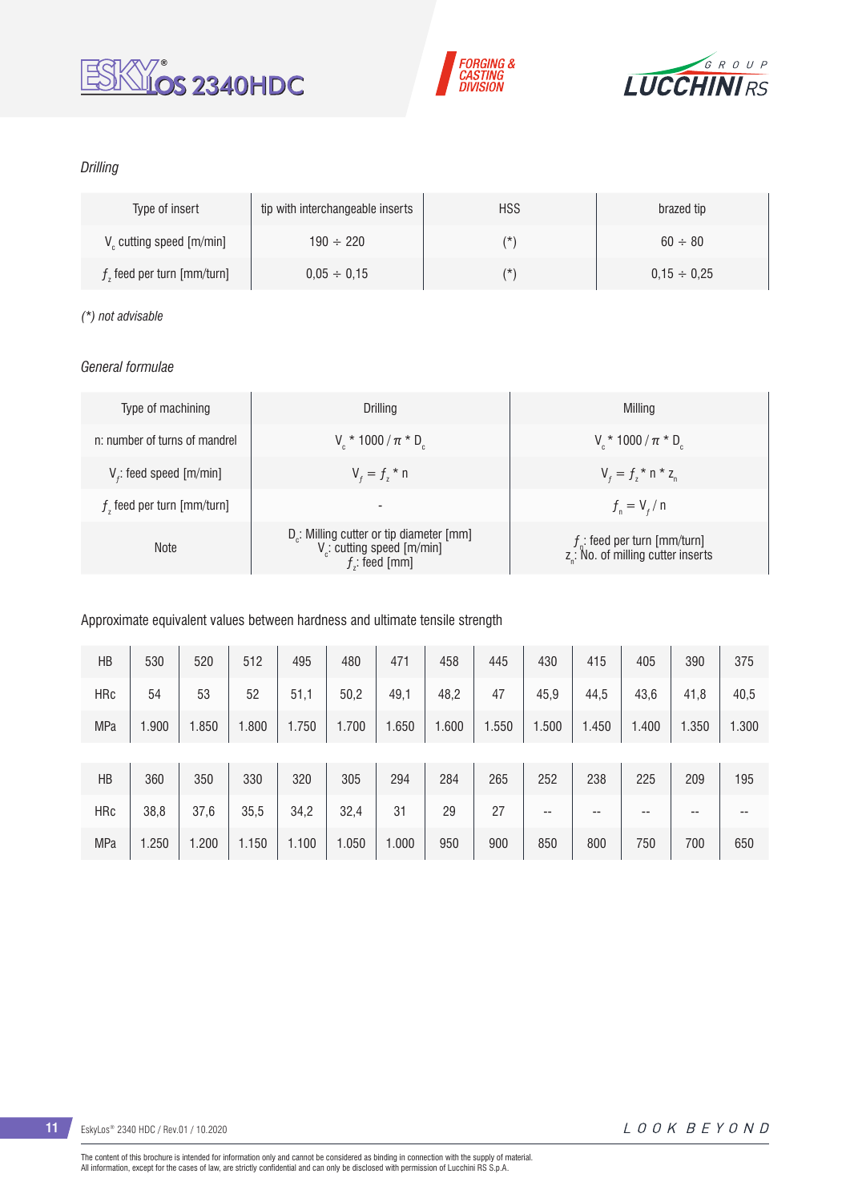*Drilling*

| Type of insert | tip with interchangeable inserts | HSS | brazed tip |
|---|---|---|---|
| $V_c$ cutting speed [m/min] | 190 ÷ 220 | (*) | 60 ÷ 80 |
| $f_z$ feed per turn [mm/turn] | 0,05 ÷ 0,15 | (*) | 0,15 ÷ 0,25 |

*(*) not advisable*

*General formulae*

| Type of machining | Drilling | Milling |
|---|---|---|
| n: number of turns of mandrel | $V_c * 1000 / \pi * D_c$ | $V_c * 1000 / \pi * D_c$ |
| $V_f$: feed speed [m/min] | $V_f = f_z * n$ | $V_f = f_z * n * z_n$ |
| $f_z$ feed per turn [mm/turn] | - | $f_n = V_f / n$ |
| Note | $D_c$: Milling cutter or tip diameter [mm] $V_c$: cutting speed [m/min] $f_z$: feed [mm] | $f_n$: feed per turn [mm/turn] $z_n$: No. of milling cutter inserts |

Approximate equivalent values between hardness and ultimate tensile strength

| HB | 530 | 520 | 512 | 495 | 480 | 471 | 458 | 445 | 430 | 415 | 405 | 390 | 375 |
|---|---|---|---|---|---|---|---|---|---|---|---|---|---|
| HRc | 54 | 53 | 52 | 51,1 | 50,2 | 49,1 | 48,2 | 47 | 45,9 | 44,5 | 43,6 | 41,8 | 40,5 |
| MPa | 1.900 | 1.850 | 1.800 | 1.750 | 1.700 | 1.650 | 1.600 | 1.550 | 1.500 | 1.450 | 1.400 | 1.350 | 1.300 |

| HB | 360 | 350 | 330 | 320 | 305 | 294 | 284 | 265 | 252 | 238 | 225 | 209 | 195 |
|---|---|---|---|---|---|---|---|---|---|---|---|---|---|
| HRc | 38,8 | 37,6 | 35,5 | 34,2 | 32,4 | 31 | 29 | 27 | -- | -- | -- | -- | -- |
| MPa | 1.250 | 1.200 | 1.150 | 1.100 | 1.050 | 1.000 | 950 | 900 | 850 | 800 | 750 | 700 | 650 |

The content of this brochure is intended for information only and cannot be considered as binding in connection with the supply of material.
All information, except for the cases of law, are strictly confidential and can only be disclosed with permission of Lucchini RS S.p.A.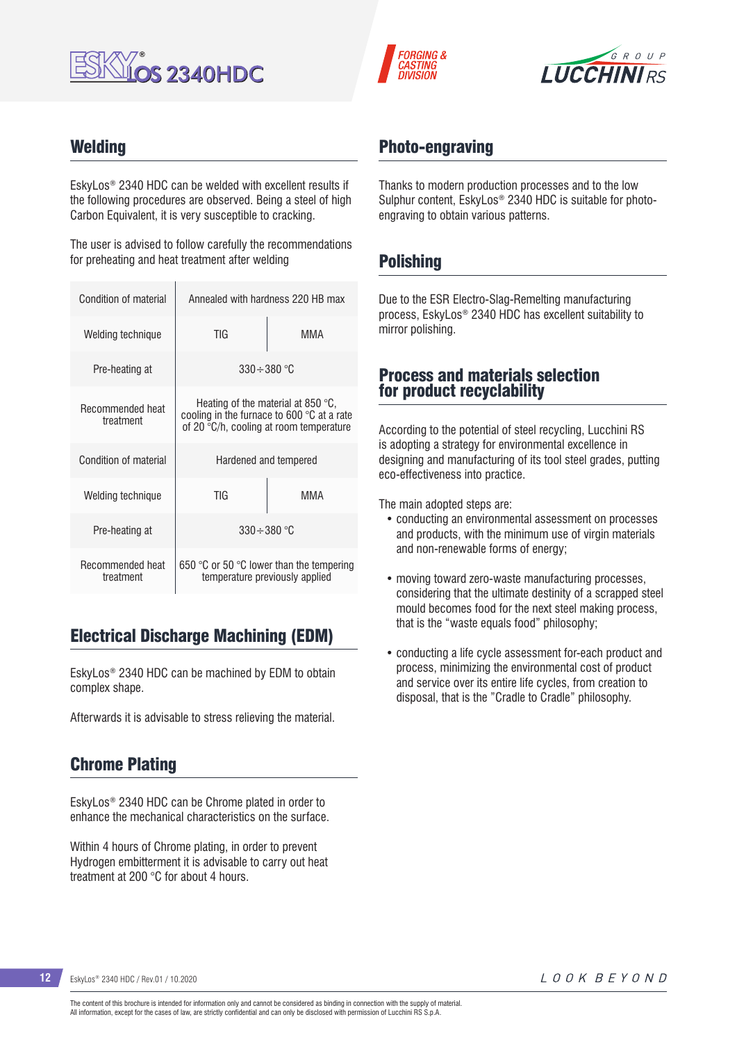## Welding

EskyLos® 2340 HDC can be welded with excellent results if the following procedures are observed. Being a steel of high Carbon Equivalent, it is very susceptible to cracking.

The user is advised to follow carefully the recommendations for preheating and heat treatment after welding

| | | |
|---|---|---|
| Condition of material | Annealed with hardness 220 HB max | |
| Welding technique | TIG | MMA |
| Pre-heating at | 330÷380 °C | |
| Recommended heat treatment | Heating of the material at 850 °C, cooling in the furnace to 600 °C at a rate of 20 °C/h, cooling at room temperature | |
| Condition of material | Hardened and tempered | |
| Welding technique | TIG | MMA |
| Pre-heating at | 330÷380 °C | |
| Recommended heat treatment | 650 °C or 50 °C lower than the tempering temperature previously applied | |

## Electrical Discharge Machining (EDM)

EskyLos® 2340 HDC can be machined by EDM to obtain complex shape.

Afterwards it is advisable to stress relieving the material.

## Chrome Plating

EskyLos® 2340 HDC can be Chrome plated in order to enhance the mechanical characteristics on the surface.

Within 4 hours of Chrome plating, in order to prevent Hydrogen embitterment it is advisable to carry out heat treatment at 200 °C for about 4 hours.

## Photo-engraving

Thanks to modern production processes and to the low Sulphur content, EskyLos® 2340 HDC is suitable for photo-engraving to obtain various patterns.

## Polishing

Due to the ESR Electro-Slag-Remelting manufacturing process, EskyLos® 2340 HDC has excellent suitability to mirror polishing.

## Process and materials selection for product recyclability

According to the potential of steel recycling, Lucchini RS is adopting a strategy for environmental excellence in designing and manufacturing of its tool steel grades, putting eco-effectiveness into practice.

The main adopted steps are:

- conducting an environmental assessment on processes and products, with the minimum use of virgin materials and non-renewable forms of energy;
- moving toward zero-waste manufacturing processes, considering that the ultimate destinity of a scrapped steel mould becomes food for the next steel making process, that is the "waste equals food" philosophy;
- conducting a life cycle assessment for-each product and process, minimizing the environmental cost of product and service over its entire life cycles, from creation to disposal, that is the "Cradle to Cradle" philosophy.

The content of this brochure is intended for information only and cannot be considered as binding in connection with the supply of material.
All information, except for the cases of law, are strictly confidential and can only be disclosed with permission of Lucchini RS S.p.A.